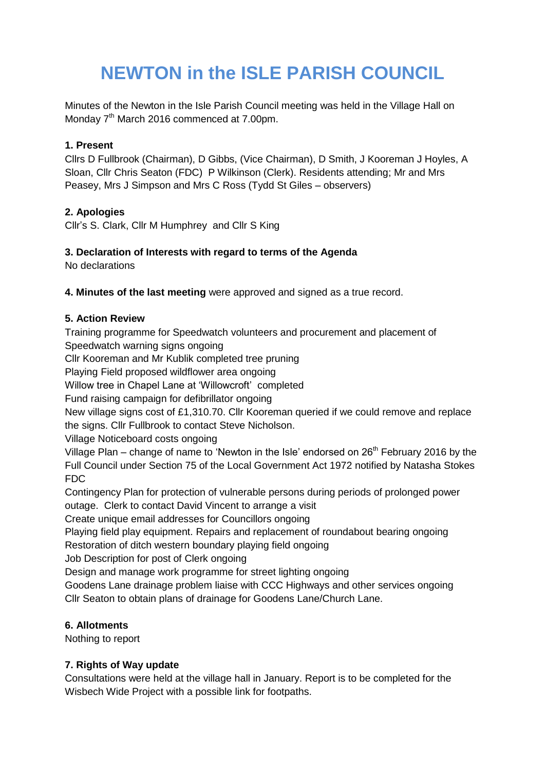# NEWTON in the ISLE PARISH COUNCIL

Minutes of the Newton in the Isle Parish Council meeting was held in the Village Hall on Monday 7th March 2016 commenced at 7.00pm.

**1. Present**

Cllrs D Fullbrook (Chairman), D Gibbs, (Vice Chairman), D Smith, J Kooreman J Hoyles, A Sloan, Cllr Chris Seaton (FDC) P Wilkinson (Clerk). Residents attending; Mr and Mrs Peasey, Mrs J Simpson and Mrs C Ross (Tydd St Giles – observers)

**2. Apologies**

Cllr's S. Clark, Cllr M Humphrey and Cllr S King

**3. Declaration of Interests with regard to terms of the Agenda**

No declarations

**4. Minutes of the last meeting** were approved and signed as a true record.

**5. Action Review**

Training programme for Speedwatch volunteers and procurement and placement of Speedwatch warning signs ongoing

Cllr Kooreman and Mr Kublik completed tree pruning

Playing Field proposed wildflower area ongoing

Willow tree in Chapel Lane at 'Willowcroft' completed

Fund raising campaign for defibrillator ongoing

New village signs cost of £1,310.70. Cllr Kooreman queried if we could remove and replace the signs. Cllr Fullbrook to contact Steve Nicholson.

Village Noticeboard costs ongoing

Village Plan – change of name to 'Newton in the Isle' endorsed on 26th February 2016 by the Full Council under Section 75 of the Local Government Act 1972 notified by Natasha Stokes FDC

Contingency Plan for protection of vulnerable persons during periods of prolonged power outage. Clerk to contact David Vincent to arrange a visit

Create unique email addresses for Councillors ongoing

Playing field play equipment. Repairs and replacement of roundabout bearing ongoing

Restoration of ditch western boundary playing field ongoing

Job Description for post of Clerk ongoing

Design and manage work programme for street lighting ongoing

Goodens Lane drainage problem liaise with CCC Highways and other services ongoing

Cllr Seaton to obtain plans of drainage for Goodens Lane/Church Lane.

**6. Allotments**

Nothing to report

**7. Rights of Way update**

Consultations were held at the village hall in January. Report is to be completed for the Wisbech Wide Project with a possible link for footpaths.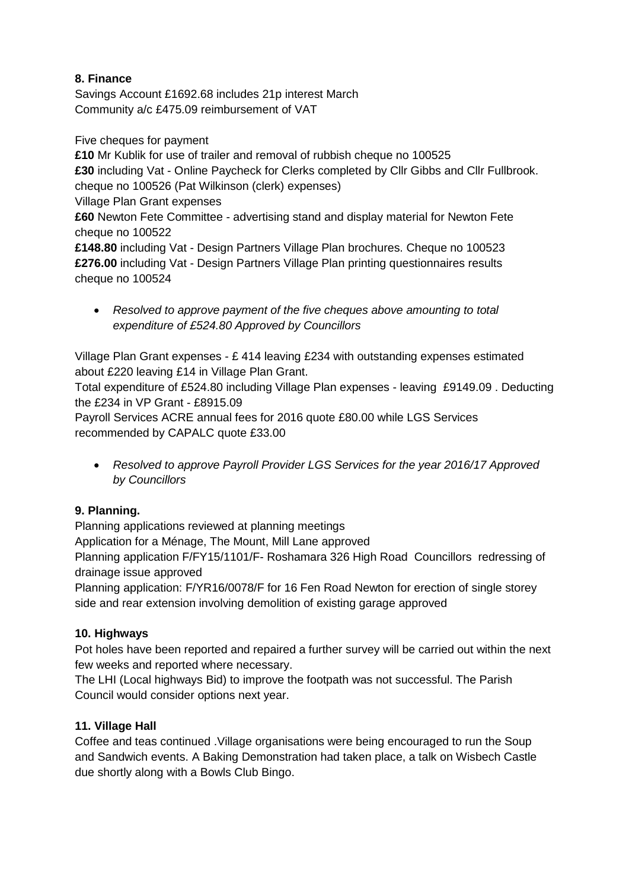**8. Finance**

Savings Account £1692.68 includes 21p interest March
Community a/c £475.09 reimbursement of VAT

Five cheques for payment

**£10** Mr Kublik for use of trailer and removal of rubbish cheque no 100525
**£30** including Vat - Online Paycheck for Clerks completed by Cllr Gibbs and Cllr Fullbrook. cheque no 100526 (Pat Wilkinson (clerk) expenses)
Village Plan Grant expenses
**£60** Newton Fete Committee - advertising stand and display material for Newton Fete cheque no 100522
**£148.80** including Vat - Design Partners Village Plan brochures. Cheque no 100523
**£276.00** including Vat - Design Partners Village Plan printing questionnaires results cheque no 100524

- *Resolved to approve payment of the five cheques above amounting to total expenditure of £524.80 Approved by Councillors*

Village Plan Grant expenses - £ 414 leaving £234 with outstanding expenses estimated about £220 leaving £14 in Village Plan Grant.
Total expenditure of £524.80 including Village Plan expenses - leaving £9149.09 . Deducting the £234 in VP Grant - £8915.09
Payroll Services ACRE annual fees for 2016 quote £80.00 while LGS Services recommended by CAPALC quote £33.00

- *Resolved to approve Payroll Provider LGS Services for the year 2016/17 Approved by Councillors*

**9. Planning.**

Planning applications reviewed at planning meetings
Application for a Ménage, The Mount, Mill Lane approved
Planning application F/FY15/1101/F- Roshamara 326 High Road Councillors redressing of drainage issue approved
Planning application: F/YR16/0078/F for 16 Fen Road Newton for erection of single storey side and rear extension involving demolition of existing garage approved

**10. Highways**

Pot holes have been reported and repaired a further survey will be carried out within the next few weeks and reported where necessary.
The LHI (Local highways Bid) to improve the footpath was not successful. The Parish Council would consider options next year.

**11. Village Hall**

Coffee and teas continued .Village organisations were being encouraged to run the Soup and Sandwich events. A Baking Demonstration had taken place, a talk on Wisbech Castle due shortly along with a Bowls Club Bingo.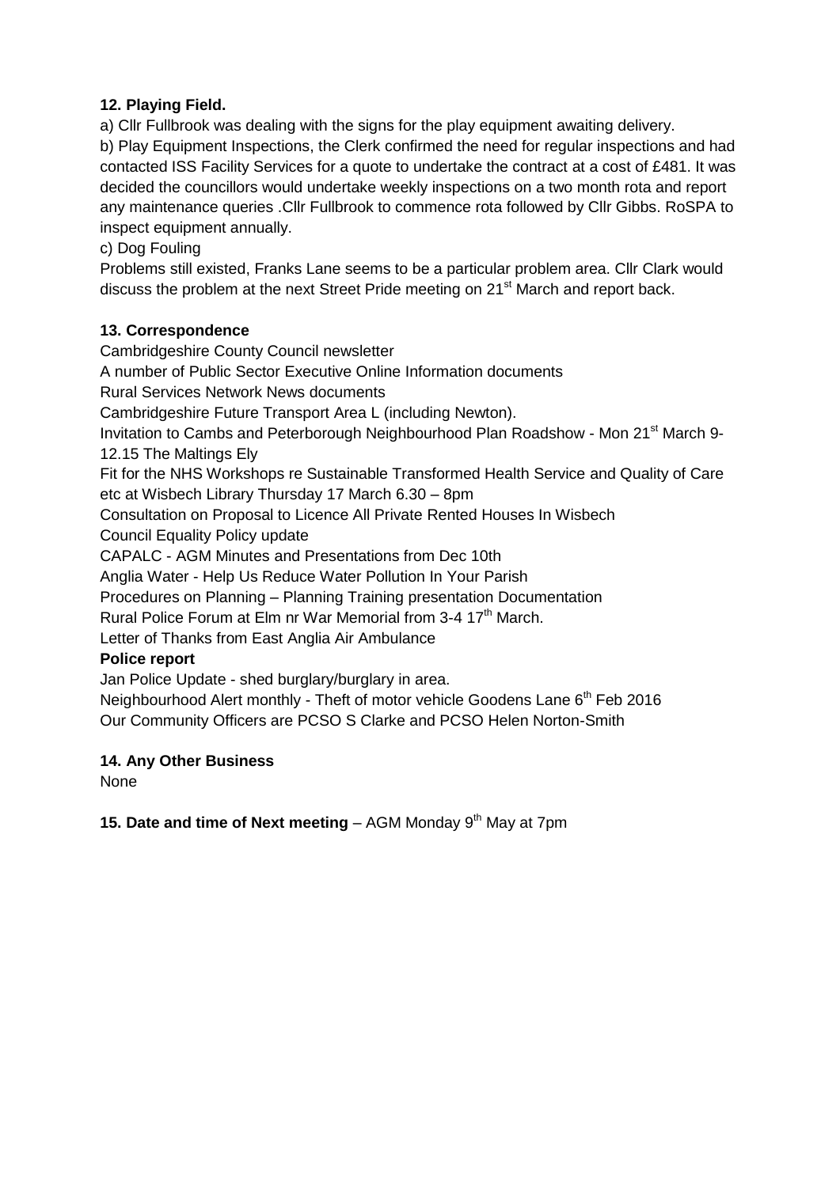**12. Playing Field.**

a) Cllr Fullbrook was dealing with the signs for the play equipment awaiting delivery.

b) Play Equipment Inspections, the Clerk confirmed the need for regular inspections and had contacted ISS Facility Services for a quote to undertake the contract at a cost of £481. It was decided the councillors would undertake weekly inspections on a two month rota and report any maintenance queries .Cllr Fullbrook to commence rota followed by Cllr Gibbs. RoSPA to inspect equipment annually.

c) Dog Fouling

Problems still existed, Franks Lane seems to be a particular problem area. Cllr Clark would discuss the problem at the next Street Pride meeting on 21st March and report back.

**13. Correspondence**

Cambridgeshire County Council newsletter
A number of Public Sector Executive Online Information documents
Rural Services Network News documents
Cambridgeshire Future Transport Area L (including Newton).
Invitation to Cambs and Peterborough Neighbourhood Plan Roadshow - Mon 21st March 9-12.15 The Maltings Ely
Fit for the NHS Workshops re Sustainable Transformed Health Service and Quality of Care etc at Wisbech Library Thursday 17 March 6.30 – 8pm
Consultation on Proposal to Licence All Private Rented Houses In Wisbech
Council Equality Policy update
CAPALC - AGM Minutes and Presentations from Dec 10th
Anglia Water - Help Us Reduce Water Pollution In Your Parish
Procedures on Planning – Planning Training presentation Documentation
Rural Police Forum at Elm nr War Memorial from 3-4 17th March.
Letter of Thanks from East Anglia Air Ambulance

**Police report**

Jan Police Update - shed burglary/burglary in area.
Neighbourhood Alert monthly - Theft of motor vehicle Goodens Lane 6th Feb 2016
Our Community Officers are PCSO S Clarke and PCSO Helen Norton-Smith

**14. Any Other Business**

None

**15. Date and time of Next meeting** – AGM Monday 9th May at 7pm